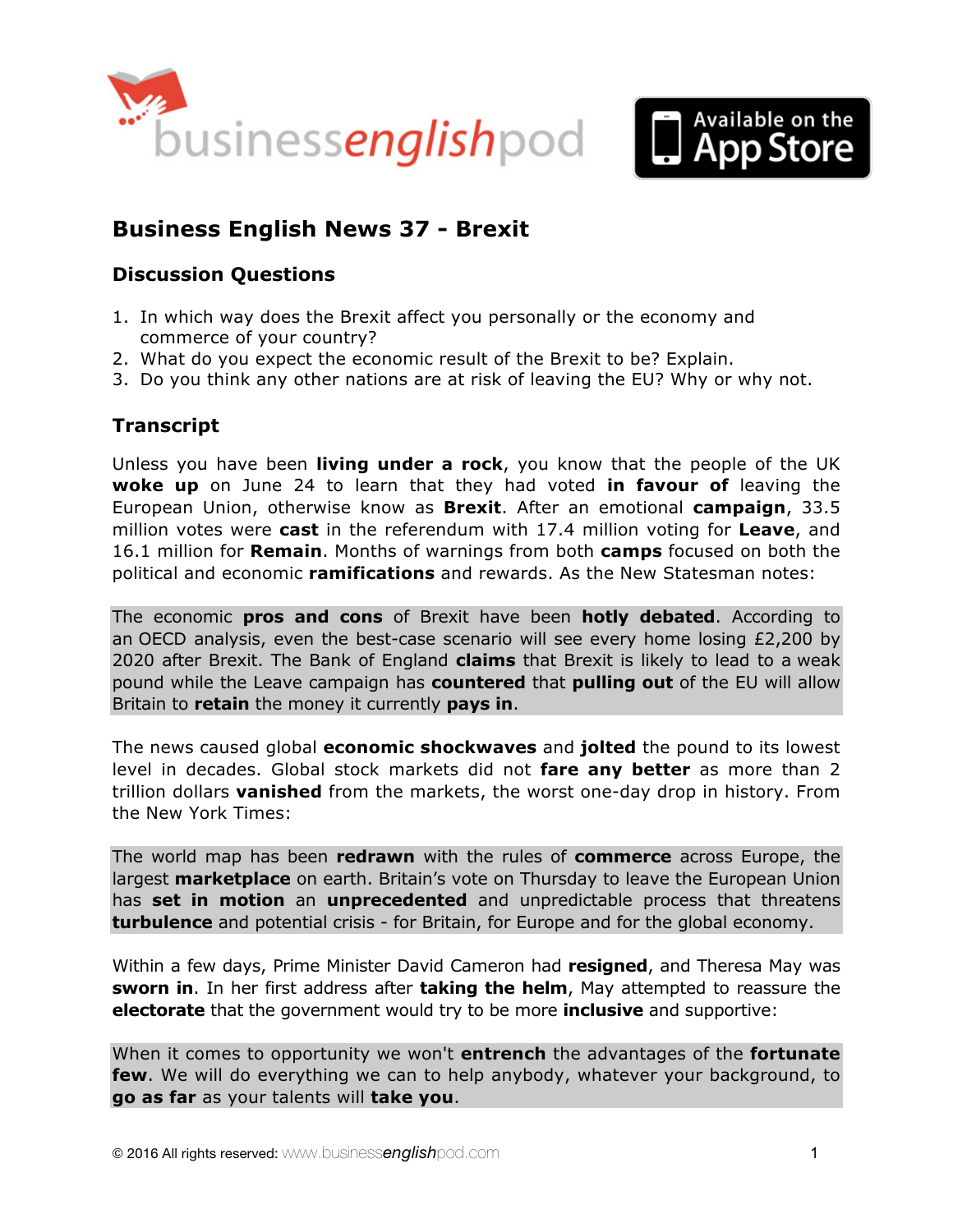# Business English News 37 - Brexit

## Discussion Questions

1. In which way does the Brexit affect you personally or the economy and commerce of your country?
2. What do you expect the economic result of the Brexit to be? Explain.
3. Do you think any other nations are at risk of leaving the EU? Why or why not.

## Transcript

Unless you have been **living under a rock**, you know that the people of the UK **woke up** on June 24 to learn that they had voted **in favour of** leaving the European Union, otherwise know as **Brexit**. After an emotional **campaign**, 33.5 million votes were **cast** in the referendum with 17.4 million voting for **Leave**, and 16.1 million for **Remain**. Months of warnings from both **camps** focused on both the political and economic **ramifications** and rewards. As the New Statesman notes:

> The economic **pros and cons** of Brexit have been **hotly debated**. According to an OECD analysis, even the best-case scenario will see every home losing £2,200 by 2020 after Brexit. The Bank of England **claims** that Brexit is likely to lead to a weak pound while the Leave campaign has **countered** that **pulling out** of the EU will allow Britain to **retain** the money it currently **pays in**.

The news caused global **economic shockwaves** and **jolted** the pound to its lowest level in decades. Global stock markets did not **fare any better** as more than 2 trillion dollars **vanished** from the markets, the worst one-day drop in history. From the New York Times:

> The world map has been **redrawn** with the rules of **commerce** across Europe, the largest **marketplace** on earth. Britain's vote on Thursday to leave the European Union has **set in motion** an **unprecedented** and unpredictable process that threatens **turbulence** and potential crisis - for Britain, for Europe and for the global economy.

Within a few days, Prime Minister David Cameron had **resigned**, and Theresa May was **sworn in**. In her first address after **taking the helm**, May attempted to reassure the **electorate** that the government would try to be more **inclusive** and supportive:

> When it comes to opportunity we won't **entrench** the advantages of the **fortunate few**. We will do everything we can to help anybody, whatever your background, to **go as far** as your talents will **take you**.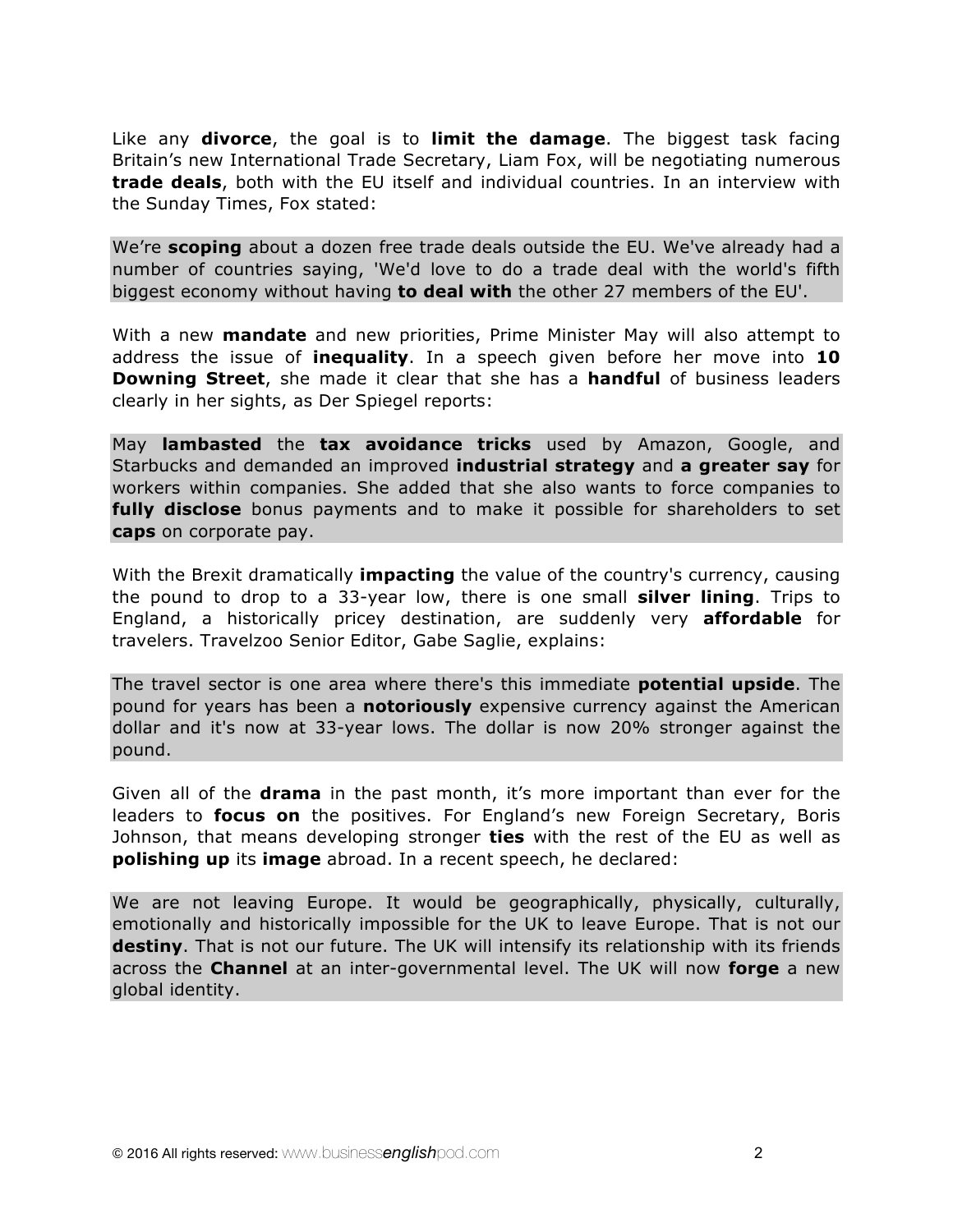Like any **divorce**, the goal is to **limit the damage**. The biggest task facing Britain's new International Trade Secretary, Liam Fox, will be negotiating numerous **trade deals**, both with the EU itself and individual countries. In an interview with the Sunday Times, Fox stated:

> We're **scoping** about a dozen free trade deals outside the EU. We've already had a number of countries saying, 'We'd love to do a trade deal with the world's fifth biggest economy without having **to deal with** the other 27 members of the EU'.

With a new **mandate** and new priorities, Prime Minister May will also attempt to address the issue of **inequality**. In a speech given before her move into **10 Downing Street**, she made it clear that she has a **handful** of business leaders clearly in her sights, as Der Spiegel reports:

> May **lambasted** the **tax avoidance tricks** used by Amazon, Google, and Starbucks and demanded an improved **industrial strategy** and **a greater say** for workers within companies. She added that she also wants to force companies to **fully disclose** bonus payments and to make it possible for shareholders to set **caps** on corporate pay.

With the Brexit dramatically **impacting** the value of the country's currency, causing the pound to drop to a 33-year low, there is one small **silver lining**. Trips to England, a historically pricey destination, are suddenly very **affordable** for travelers. Travelzoo Senior Editor, Gabe Saglie, explains:

> The travel sector is one area where there's this immediate **potential upside**. The pound for years has been a **notoriously** expensive currency against the American dollar and it's now at 33-year lows. The dollar is now 20% stronger against the pound.

Given all of the **drama** in the past month, it's more important than ever for the leaders to **focus on** the positives. For England's new Foreign Secretary, Boris Johnson, that means developing stronger **ties** with the rest of the EU as well as **polishing up** its **image** abroad. In a recent speech, he declared:

> We are not leaving Europe. It would be geographically, physically, culturally, emotionally and historically impossible for the UK to leave Europe. That is not our **destiny**. That is not our future. The UK will intensify its relationship with its friends across the **Channel** at an inter-governmental level. The UK will now **forge** a new global identity.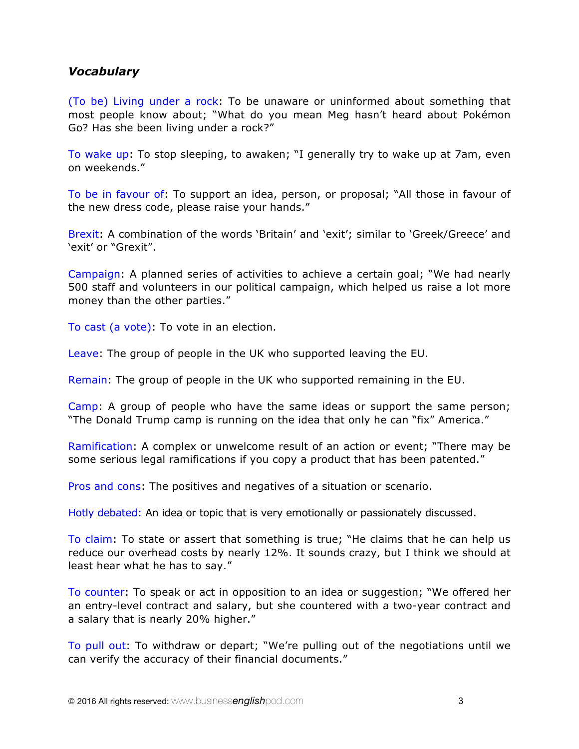## *Vocabulary*

(To be) Living under a rock: To be unaware or uninformed about something that most people know about; "What do you mean Meg hasn't heard about Pokémon Go? Has she been living under a rock?"

To wake up: To stop sleeping, to awaken; "I generally try to wake up at 7am, even on weekends."

To be in favour of: To support an idea, person, or proposal; "All those in favour of the new dress code, please raise your hands."

Brexit: A combination of the words 'Britain' and 'exit'; similar to 'Greek/Greece' and 'exit' or "Grexit".

Campaign: A planned series of activities to achieve a certain goal; "We had nearly 500 staff and volunteers in our political campaign, which helped us raise a lot more money than the other parties."

To cast (a vote): To vote in an election.

Leave: The group of people in the UK who supported leaving the EU.

Remain: The group of people in the UK who supported remaining in the EU.

Camp: A group of people who have the same ideas or support the same person; "The Donald Trump camp is running on the idea that only he can "fix" America."

Ramification: A complex or unwelcome result of an action or event; "There may be some serious legal ramifications if you copy a product that has been patented."

Pros and cons: The positives and negatives of a situation or scenario.

Hotly debated: An idea or topic that is very emotionally or passionately discussed.

To claim: To state or assert that something is true; "He claims that he can help us reduce our overhead costs by nearly 12%. It sounds crazy, but I think we should at least hear what he has to say."

To counter: To speak or act in opposition to an idea or suggestion; "We offered her an entry-level contract and salary, but she countered with a two-year contract and a salary that is nearly 20% higher."

To pull out: To withdraw or depart; "We're pulling out of the negotiations until we can verify the accuracy of their financial documents."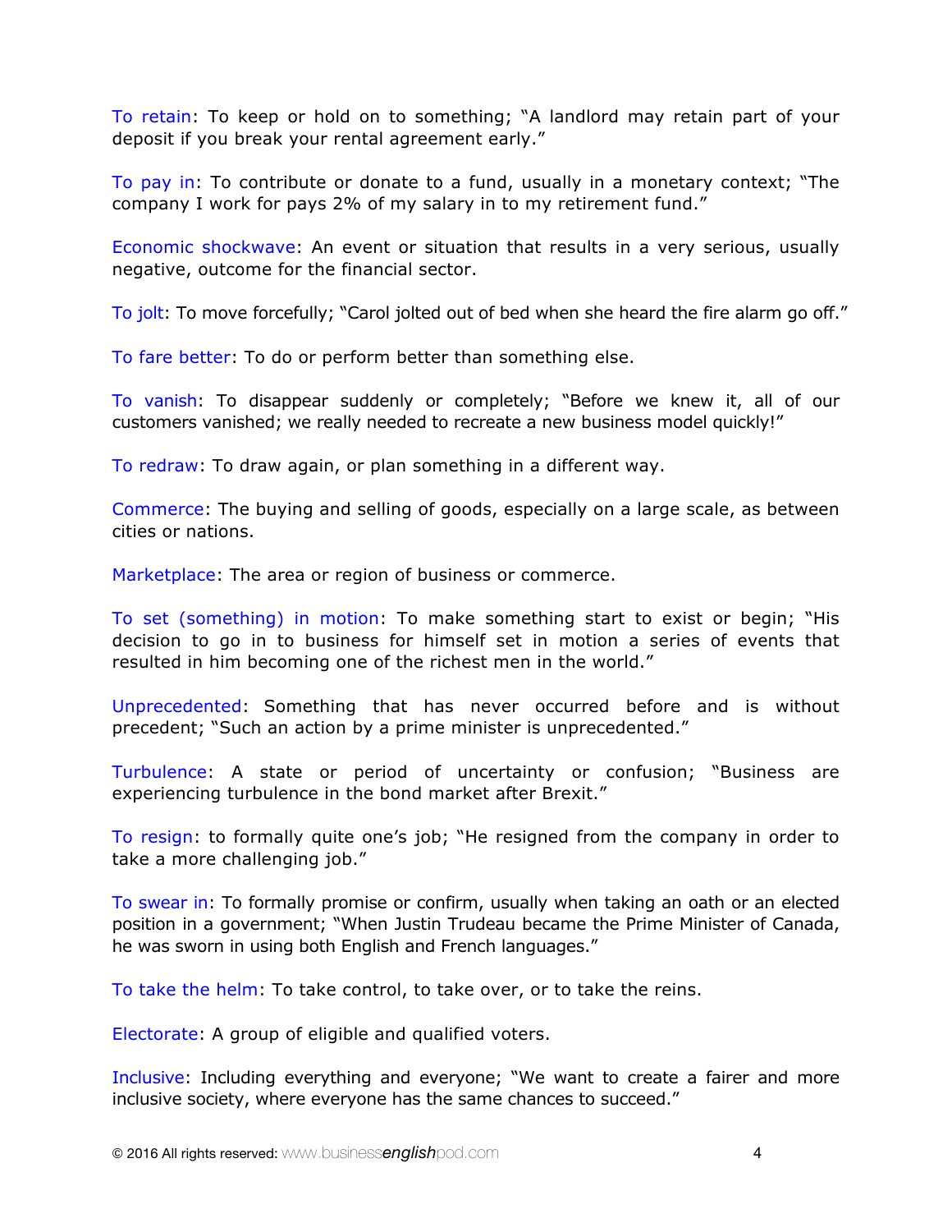To retain: To keep or hold on to something; "A landlord may retain part of your deposit if you break your rental agreement early."

To pay in: To contribute or donate to a fund, usually in a monetary context; "The company I work for pays 2% of my salary in to my retirement fund."

Economic shockwave: An event or situation that results in a very serious, usually negative, outcome for the financial sector.

To jolt: To move forcefully; "Carol jolted out of bed when she heard the fire alarm go off."

To fare better: To do or perform better than something else.

To vanish: To disappear suddenly or completely; "Before we knew it, all of our customers vanished; we really needed to recreate a new business model quickly!"

To redraw: To draw again, or plan something in a different way.

Commerce: The buying and selling of goods, especially on a large scale, as between cities or nations.

Marketplace: The area or region of business or commerce.

To set (something) in motion: To make something start to exist or begin; "His decision to go in to business for himself set in motion a series of events that resulted in him becoming one of the richest men in the world."

Unprecedented: Something that has never occurred before and is without precedent; "Such an action by a prime minister is unprecedented."

Turbulence: A state or period of uncertainty or confusion; "Business are experiencing turbulence in the bond market after Brexit."

To resign: to formally quite one's job; "He resigned from the company in order to take a more challenging job."

To swear in: To formally promise or confirm, usually when taking an oath or an elected position in a government; "When Justin Trudeau became the Prime Minister of Canada, he was sworn in using both English and French languages."

To take the helm: To take control, to take over, or to take the reins.

Electorate: A group of eligible and qualified voters.

Inclusive: Including everything and everyone; "We want to create a fairer and more inclusive society, where everyone has the same chances to succeed."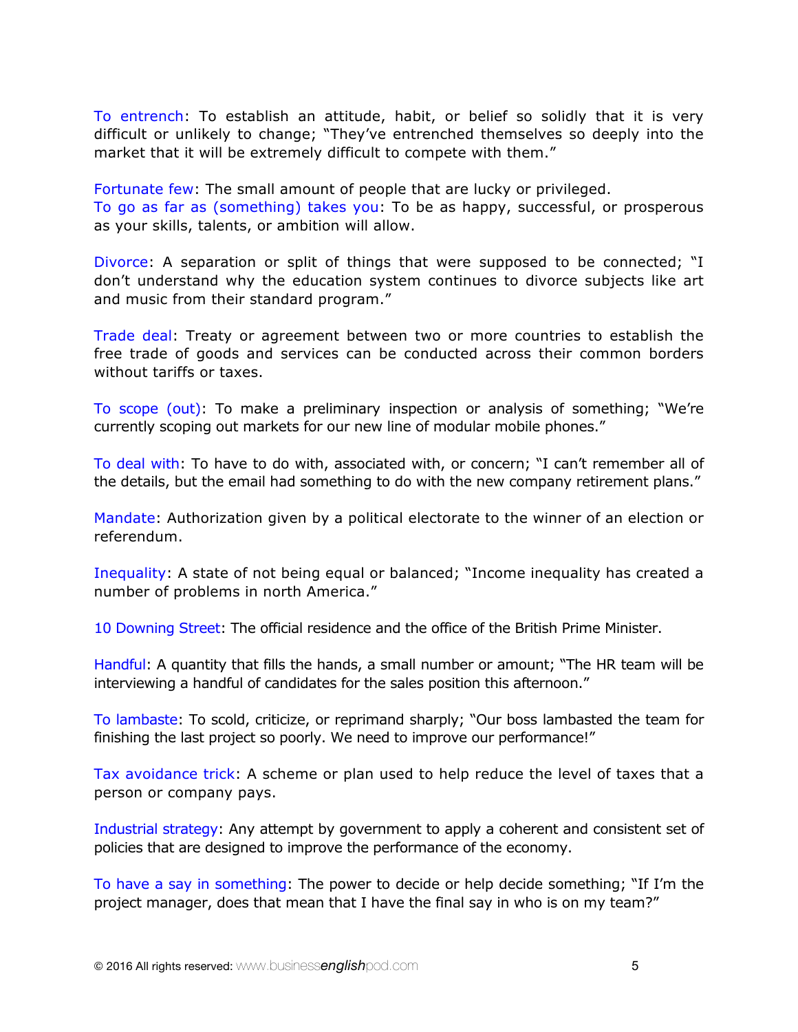To entrench: To establish an attitude, habit, or belief so solidly that it is very difficult or unlikely to change; "They've entrenched themselves so deeply into the market that it will be extremely difficult to compete with them."

Fortunate few: The small amount of people that are lucky or privileged.
To go as far as (something) takes you: To be as happy, successful, or prosperous as your skills, talents, or ambition will allow.

Divorce: A separation or split of things that were supposed to be connected; "I don't understand why the education system continues to divorce subjects like art and music from their standard program."

Trade deal: Treaty or agreement between two or more countries to establish the free trade of goods and services can be conducted across their common borders without tariffs or taxes.

To scope (out): To make a preliminary inspection or analysis of something; "We're currently scoping out markets for our new line of modular mobile phones."

To deal with: To have to do with, associated with, or concern; "I can't remember all of the details, but the email had something to do with the new company retirement plans."

Mandate: Authorization given by a political electorate to the winner of an election or referendum.

Inequality: A state of not being equal or balanced; "Income inequality has created a number of problems in north America."

10 Downing Street: The official residence and the office of the British Prime Minister.

Handful: A quantity that fills the hands, a small number or amount; "The HR team will be interviewing a handful of candidates for the sales position this afternoon."

To lambaste: To scold, criticize, or reprimand sharply; "Our boss lambasted the team for finishing the last project so poorly. We need to improve our performance!"

Tax avoidance trick: A scheme or plan used to help reduce the level of taxes that a person or company pays.

Industrial strategy: Any attempt by government to apply a coherent and consistent set of policies that are designed to improve the performance of the economy.

To have a say in something: The power to decide or help decide something; "If I'm the project manager, does that mean that I have the final say in who is on my team?"

© 2016 All rights reserved: www.businessenglishpod.com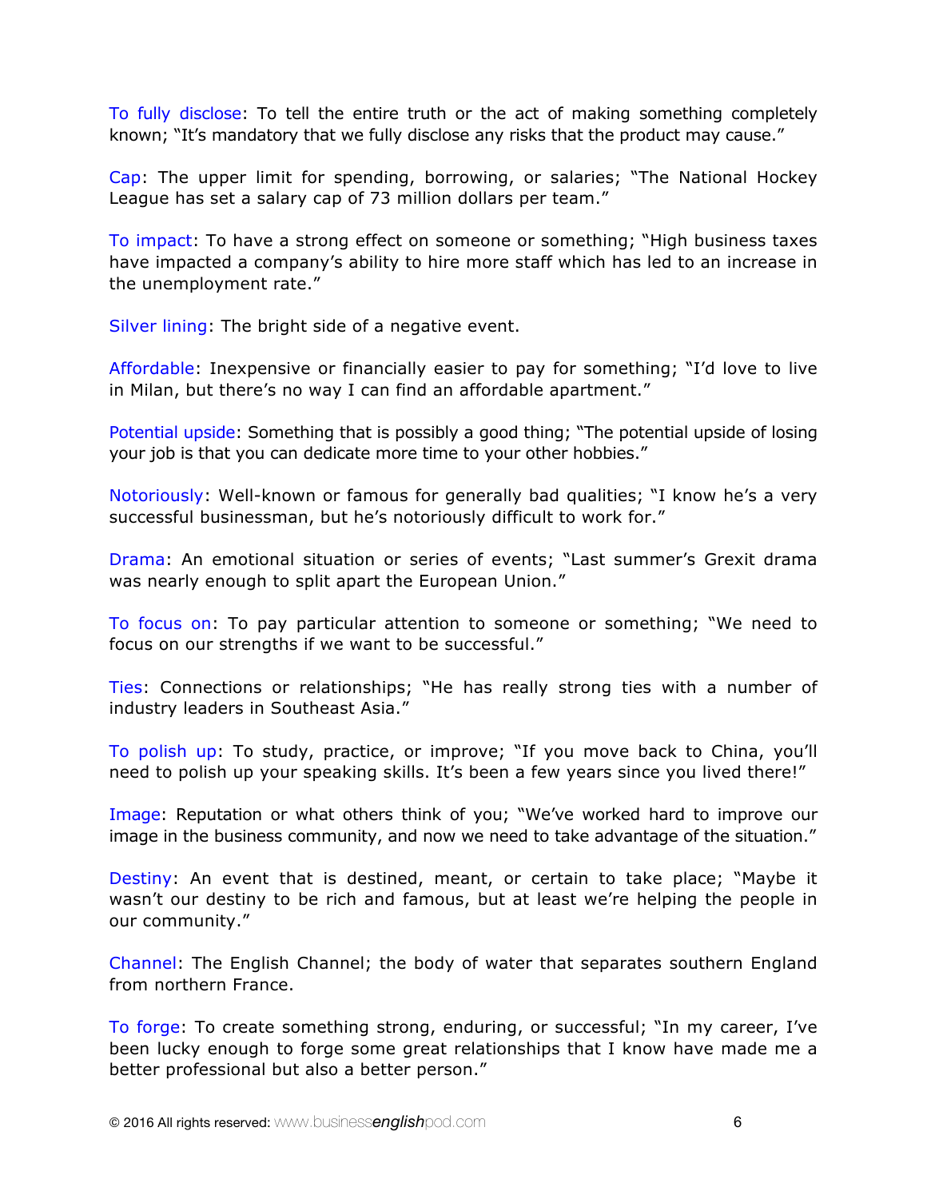To fully disclose: To tell the entire truth or the act of making something completely known; "It's mandatory that we fully disclose any risks that the product may cause."

Cap: The upper limit for spending, borrowing, or salaries; "The National Hockey League has set a salary cap of 73 million dollars per team."

To impact: To have a strong effect on someone or something; "High business taxes have impacted a company's ability to hire more staff which has led to an increase in the unemployment rate."

Silver lining: The bright side of a negative event.

Affordable: Inexpensive or financially easier to pay for something; "I'd love to live in Milan, but there's no way I can find an affordable apartment."

Potential upside: Something that is possibly a good thing; "The potential upside of losing your job is that you can dedicate more time to your other hobbies."

Notoriously: Well-known or famous for generally bad qualities; "I know he's a very successful businessman, but he's notoriously difficult to work for."

Drama: An emotional situation or series of events; "Last summer's Grexit drama was nearly enough to split apart the European Union."

To focus on: To pay particular attention to someone or something; "We need to focus on our strengths if we want to be successful."

Ties: Connections or relationships; "He has really strong ties with a number of industry leaders in Southeast Asia."

To polish up: To study, practice, or improve; "If you move back to China, you'll need to polish up your speaking skills. It's been a few years since you lived there!"

Image: Reputation or what others think of you; "We've worked hard to improve our image in the business community, and now we need to take advantage of the situation."

Destiny: An event that is destined, meant, or certain to take place; "Maybe it wasn't our destiny to be rich and famous, but at least we're helping the people in our community."

Channel: The English Channel; the body of water that separates southern England from northern France.

To forge: To create something strong, enduring, or successful; "In my career, I've been lucky enough to forge some great relationships that I know have made me a better professional but also a better person."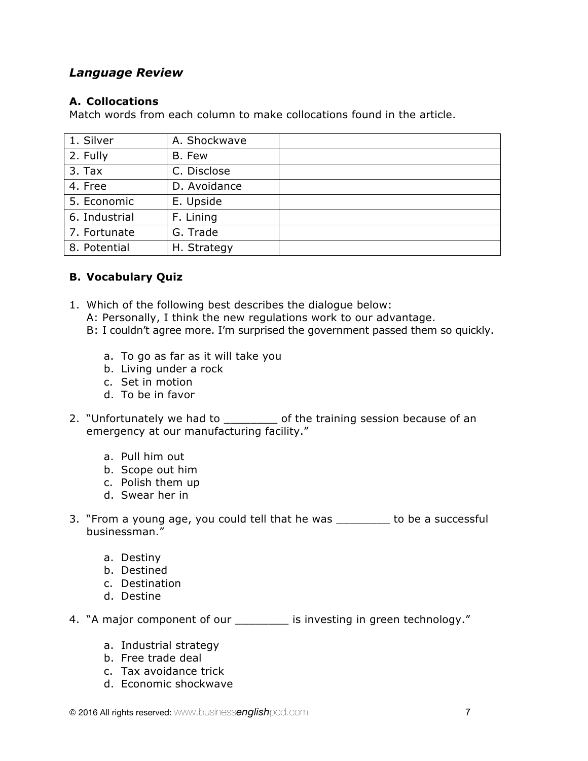### *Language Review*

**A. Collocations**

Match words from each column to make collocations found in the article.

| | | |
|---|---|---|
| 1. Silver | A. Shockwave | |
| 2. Fully | B. Few | |
| 3. Tax | C. Disclose | |
| 4. Free | D. Avoidance | |
| 5. Economic | E. Upside | |
| 6. Industrial | F. Lining | |
| 7. Fortunate | G. Trade | |
| 8. Potential | H. Strategy | |

**B. Vocabulary Quiz**

1. Which of the following best describes the dialogue below:
   A: Personally, I think the new regulations work to our advantage.
   B: I couldn't agree more. I'm surprised the government passed them so quickly.

   a. To go as far as it will take you
   b. Living under a rock
   c. Set in motion
   d. To be in favor

2. "Unfortunately we had to ________ of the training session because of an emergency at our manufacturing facility."

   a. Pull him out
   b. Scope out him
   c. Polish them up
   d. Swear her in

3. "From a young age, you could tell that he was ________ to be a successful businessman."

   a. Destiny
   b. Destined
   c. Destination
   d. Destine

4. "A major component of our ________ is investing in green technology."

   a. Industrial strategy
   b. Free trade deal
   c. Tax avoidance trick
   d. Economic shockwave

© 2016 All rights reserved: www.businessenglishpod.com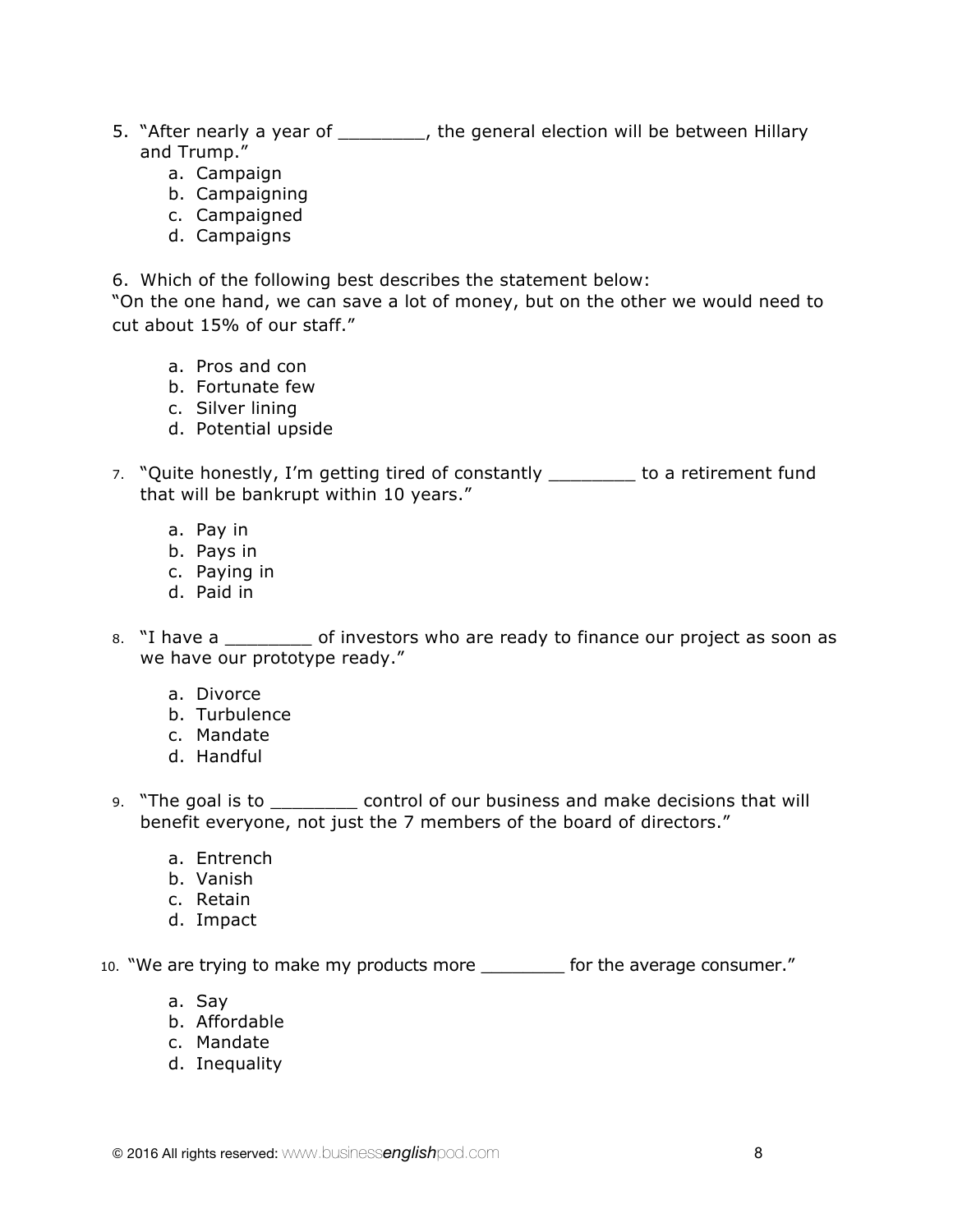5. “After nearly a year of ________, the general election will be between Hillary and Trump.”
    a. Campaign
    b. Campaigning
    c. Campaigned
    d. Campaigns

6. Which of the following best describes the statement below:
“On the one hand, we can save a lot of money, but on the other we would need to cut about 15% of our staff.”

    a. Pros and con
    b. Fortunate few
    c. Silver lining
    d. Potential upside

7. “Quite honestly, I’m getting tired of constantly ________ to a retirement fund that will be bankrupt within 10 years.”

    a. Pay in
    b. Pays in
    c. Paying in
    d. Paid in

8. “I have a ________ of investors who are ready to finance our project as soon as we have our prototype ready.”

    a. Divorce
    b. Turbulence
    c. Mandate
    d. Handful

9. “The goal is to ________ control of our business and make decisions that will benefit everyone, not just the 7 members of the board of directors.”

    a. Entrench
    b. Vanish
    c. Retain
    d. Impact

10. “We are trying to make my products more ________ for the average consumer.”

    a. Say
    b. Affordable
    c. Mandate
    d. Inequality

© 2016 All rights reserved: www.businessenglishpod.com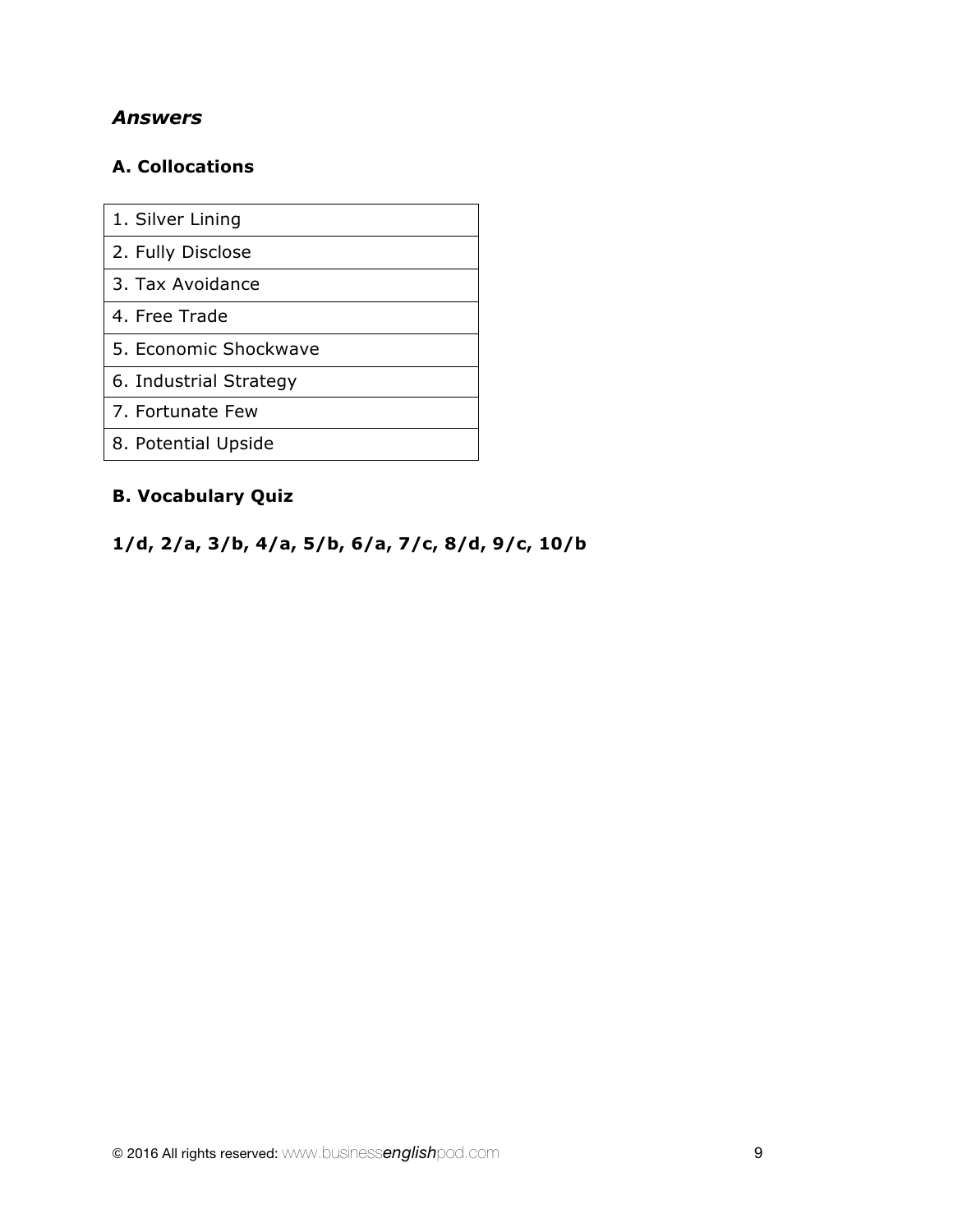### *Answers*

#### A. Collocations

| |
|---|
| 1. Silver Lining |
| 2. Fully Disclose |
| 3. Tax Avoidance |
| 4. Free Trade |
| 5. Economic Shockwave |
| 6. Industrial Strategy |
| 7. Fortunate Few |
| 8. Potential Upside |

#### B. Vocabulary Quiz

**1/d, 2/a, 3/b, 4/a, 5/b, 6/a, 7/c, 8/d, 9/c, 10/b**

© 2016 All rights reserved: www.businessenglishpod.com